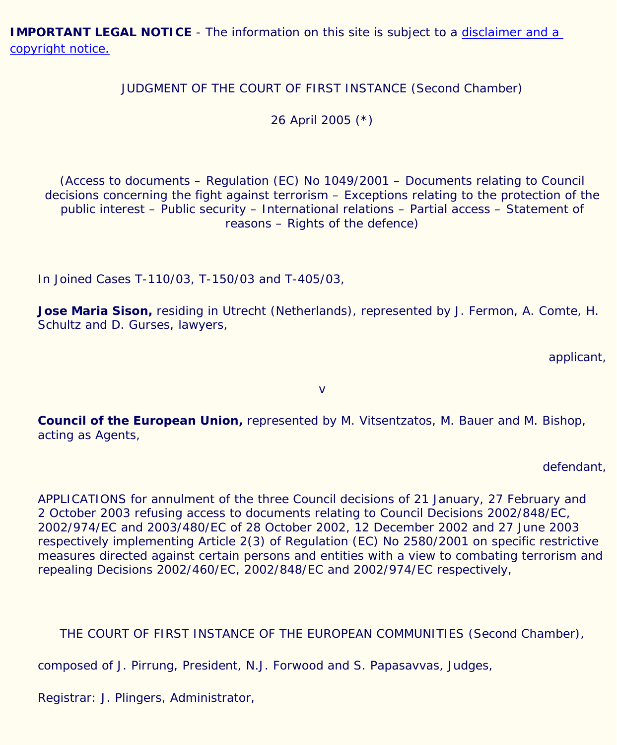**IMPORTANT LEGAL NOTICE** - The information on this site is subject to a disclaimer and a copyright notice.

JUDGMENT OF THE COURT OF FIRST INSTANCE (Second Chamber)

26 April 2005 (*)

(Access to documents – Regulation (EC) No 1049/2001 – Documents relating to Council decisions concerning the fight against terrorism – Exceptions relating to the protection of the public interest – Public security – International relations – Partial access – Statement of reasons – Rights of the defence)

In Joined Cases T-110/03, T-150/03 and T-405/03,

**Jose Maria Sison,** residing in Utrecht (Netherlands), represented by J. Fermon, A. Comte, H. Schultz and D. Gurses, lawyers,

applicant,

v

**Council of the European Union,** represented by M. Vitsentzatos, M. Bauer and M. Bishop, acting as Agents,

defendant,

APPLICATIONS for annulment of the three Council decisions of 21 January, 27 February and 2 October 2003 refusing access to documents relating to Council Decisions 2002/848/EC, 2002/974/EC and 2003/480/EC of 28 October 2002, 12 December 2002 and 27 June 2003 respectively implementing Article 2(3) of Regulation (EC) No 2580/2001 on specific restrictive measures directed against certain persons and entities with a view to combating terrorism and repealing Decisions 2002/460/EC, 2002/848/EC and 2002/974/EC respectively,

THE COURT OF FIRST INSTANCE OF THE EUROPEAN COMMUNITIES (Second Chamber),

composed of J. Pirrung, President, N.J. Forwood and S. Papasavvas, Judges,

Registrar: J. Plingers, Administrator,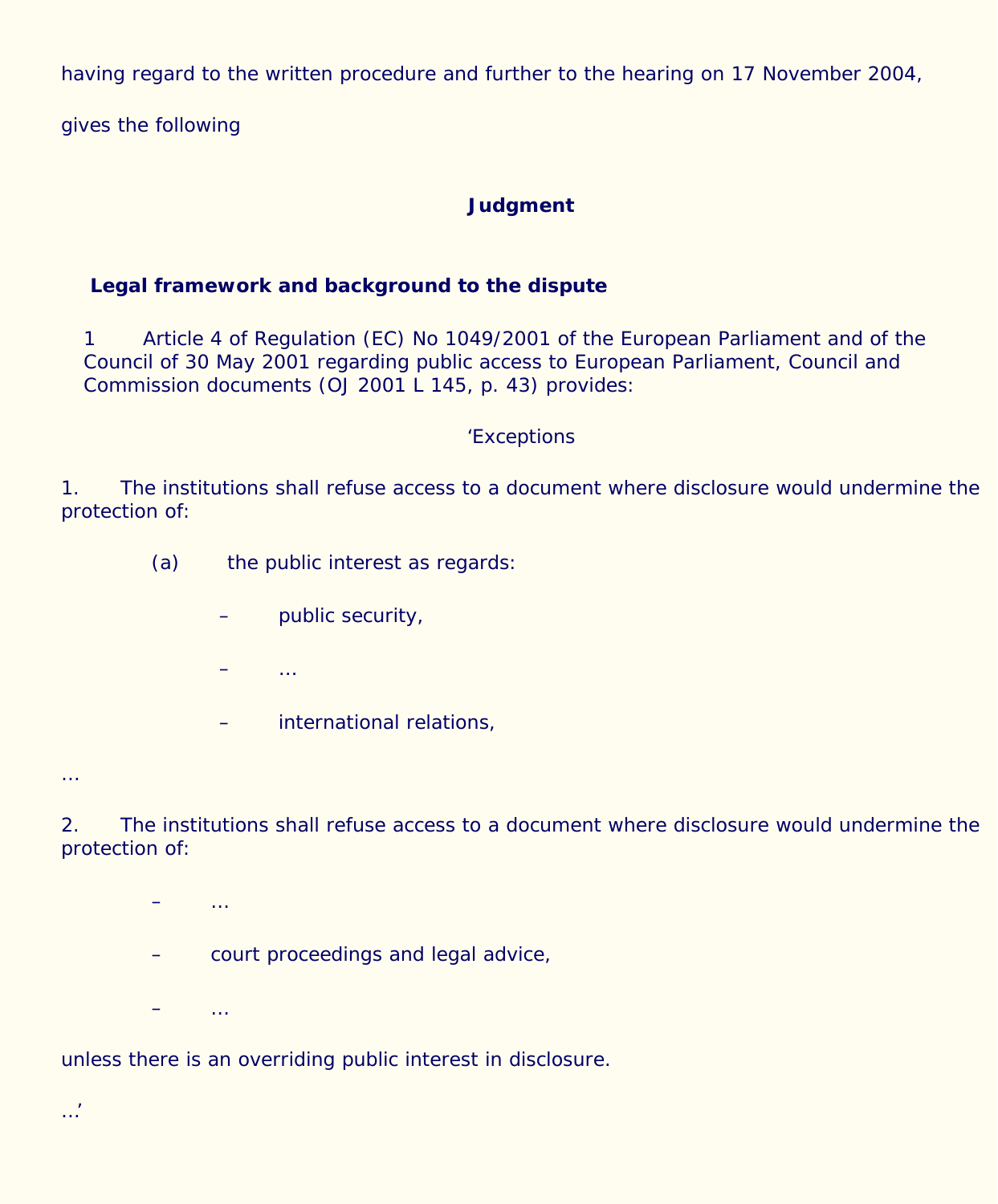having regard to the written procedure and further to the hearing on 17 November 2004,

gives the following

## Judgment

### Legal framework and background to the dispute

1 Article 4 of Regulation (EC) No 1049/2001 of the European Parliament and of the Council of 30 May 2001 regarding public access to European Parliament, Council and Commission documents (OJ 2001 L 145, p. 43) provides:

‘Exceptions

1. The institutions shall refuse access to a document where disclosure would undermine the protection of:

(a) the public interest as regards:

– public security,

– …

– international relations,

…

2. The institutions shall refuse access to a document where disclosure would undermine the protection of:

– …

– court proceedings and legal advice,

– …

unless there is an overriding public interest in disclosure.

…’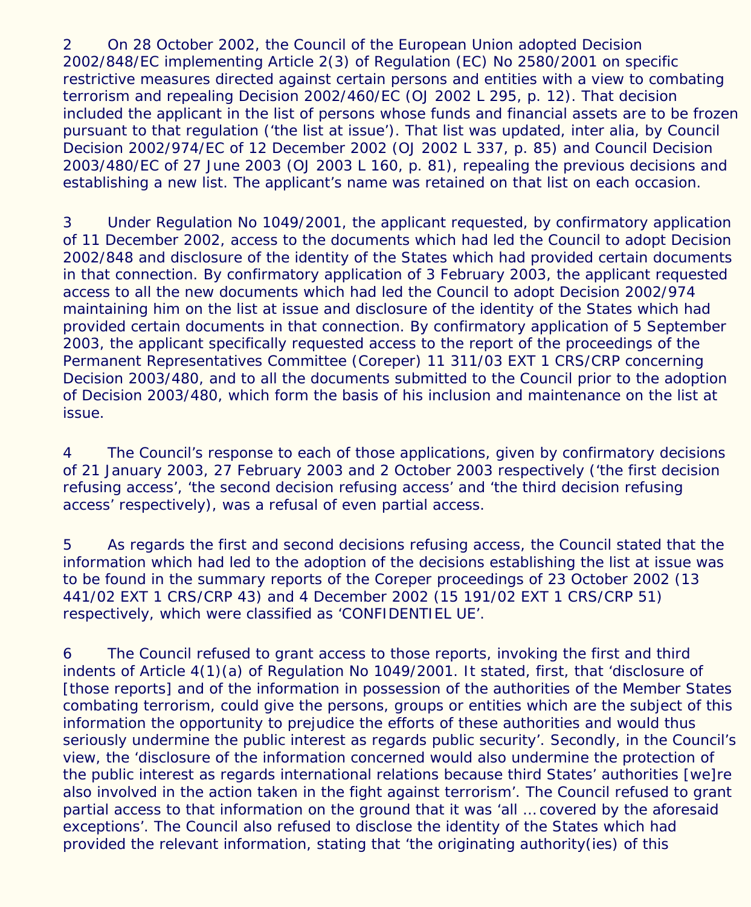2 On 28 October 2002, the Council of the European Union adopted Decision 2002/848/EC implementing Article 2(3) of Regulation (EC) No 2580/2001 on specific restrictive measures directed against certain persons and entities with a view to combating terrorism and repealing Decision 2002/460/EC (OJ 2002 L 295, p. 12). That decision included the applicant in the list of persons whose funds and financial assets are to be frozen pursuant to that regulation ('the list at issue'). That list was updated, inter alia, by Council Decision 2002/974/EC of 12 December 2002 (OJ 2002 L 337, p. 85) and Council Decision 2003/480/EC of 27 June 2003 (OJ 2003 L 160, p. 81), repealing the previous decisions and establishing a new list. The applicant's name was retained on that list on each occasion.

3 Under Regulation No 1049/2001, the applicant requested, by confirmatory application of 11 December 2002, access to the documents which had led the Council to adopt Decision 2002/848 and disclosure of the identity of the States which had provided certain documents in that connection. By confirmatory application of 3 February 2003, the applicant requested access to all the new documents which had led the Council to adopt Decision 2002/974 maintaining him on the list at issue and disclosure of the identity of the States which had provided certain documents in that connection. By confirmatory application of 5 September 2003, the applicant specifically requested access to the report of the proceedings of the Permanent Representatives Committee (Coreper) 11 311/03 EXT 1 CRS/CRP concerning Decision 2003/480, and to all the documents submitted to the Council prior to the adoption of Decision 2003/480, which form the basis of his inclusion and maintenance on the list at issue.

4 The Council's response to each of those applications, given by confirmatory decisions of 21 January 2003, 27 February 2003 and 2 October 2003 respectively ('the first decision refusing access', 'the second decision refusing access' and 'the third decision refusing access' respectively), was a refusal of even partial access.

5 As regards the first and second decisions refusing access, the Council stated that the information which had led to the adoption of the decisions establishing the list at issue was to be found in the summary reports of the Coreper proceedings of 23 October 2002 (13 441/02 EXT 1 CRS/CRP 43) and 4 December 2002 (15 191/02 EXT 1 CRS/CRP 51) respectively, which were classified as 'CONFIDENTIEL UE'.

6 The Council refused to grant access to those reports, invoking the first and third indents of Article 4(1)(a) of Regulation No 1049/2001. It stated, first, that 'disclosure of [those reports] and of the information in possession of the authorities of the Member States combating terrorism, could give the persons, groups or entities which are the subject of this information the opportunity to prejudice the efforts of these authorities and would thus seriously undermine the public interest as regards public security'. Secondly, in the Council's view, the 'disclosure of the information concerned would also undermine the protection of the public interest as regards international relations because third States' authorities [we]re also involved in the action taken in the fight against terrorism'. The Council refused to grant partial access to that information on the ground that it was 'all … covered by the aforesaid exceptions'. The Council also refused to disclose the identity of the States which had provided the relevant information, stating that 'the originating authority(ies) of this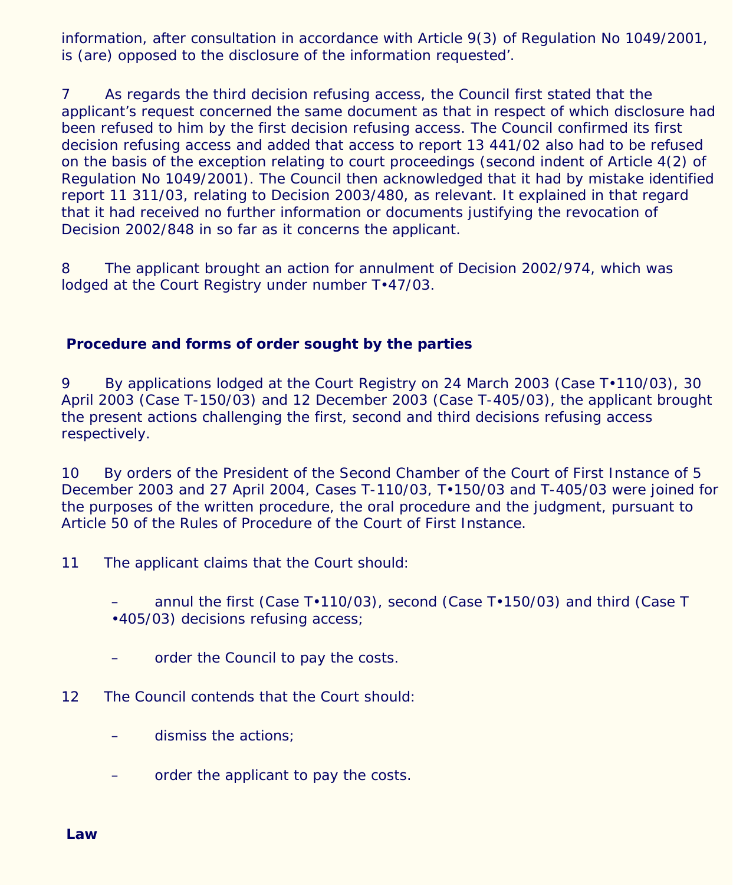information, after consultation in accordance with Article 9(3) of Regulation No 1049/2001, is (are) opposed to the disclosure of the information requested'.

7 As regards the third decision refusing access, the Council first stated that the applicant's request concerned the same document as that in respect of which disclosure had been refused to him by the first decision refusing access. The Council confirmed its first decision refusing access and added that access to report 13 441/02 also had to be refused on the basis of the exception relating to court proceedings (second indent of Article 4(2) of Regulation No 1049/2001). The Council then acknowledged that it had by mistake identified report 11 311/03, relating to Decision 2003/480, as relevant. It explained in that regard that it had received no further information or documents justifying the revocation of Decision 2002/848 in so far as it concerns the applicant.

8 The applicant brought an action for annulment of Decision 2002/974, which was lodged at the Court Registry under number T•47/03.

## Procedure and forms of order sought by the parties

9 By applications lodged at the Court Registry on 24 March 2003 (Case T•110/03), 30 April 2003 (Case T-150/03) and 12 December 2003 (Case T-405/03), the applicant brought the present actions challenging the first, second and third decisions refusing access respectively.

10 By orders of the President of the Second Chamber of the Court of First Instance of 5 December 2003 and 27 April 2004, Cases T-110/03, T•150/03 and T-405/03 were joined for the purposes of the written procedure, the oral procedure and the judgment, pursuant to Article 50 of the Rules of Procedure of the Court of First Instance.

11 The applicant claims that the Court should:

- annul the first (Case T•110/03), second (Case T•150/03) and third (Case T •405/03) decisions refusing access;
- order the Council to pay the costs.

12 The Council contends that the Court should:

- dismiss the actions;
- order the applicant to pay the costs.

## Law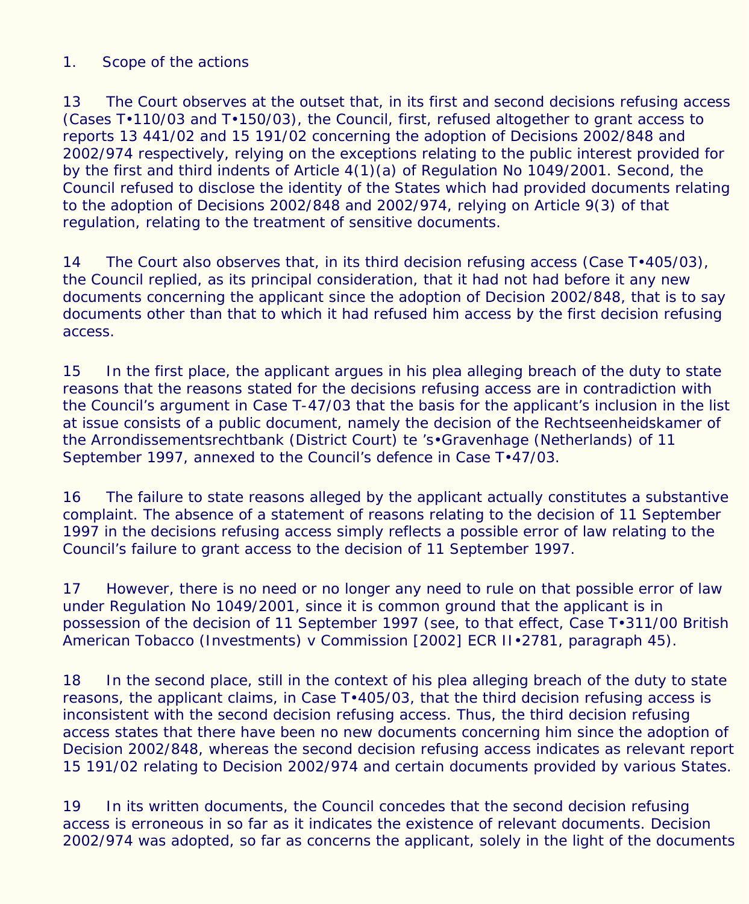## 1. Scope of the actions

13 The Court observes at the outset that, in its first and second decisions refusing access (Cases T‑110/03 and T‑150/03), the Council, first, refused altogether to grant access to reports 13 441/02 and 15 191/02 concerning the adoption of Decisions 2002/848 and 2002/974 respectively, relying on the exceptions relating to the public interest provided for by the first and third indents of Article 4(1)(a) of Regulation No 1049/2001. Second, the Council refused to disclose the identity of the States which had provided documents relating to the adoption of Decisions 2002/848 and 2002/974, relying on Article 9(3) of that regulation, relating to the treatment of sensitive documents.

14 The Court also observes that, in its third decision refusing access (Case T‑405/03), the Council replied, as its principal consideration, that it had not had before it any new documents concerning the applicant since the adoption of Decision 2002/848, that is to say documents other than that to which it had refused him access by the first decision refusing access.

15 In the first place, the applicant argues in his plea alleging breach of the duty to state reasons that the reasons stated for the decisions refusing access are in contradiction with the Council's argument in Case T-47/03 that the basis for the applicant's inclusion in the list at issue consists of a public document, namely the decision of the Rechtseenheidskamer of the Arrondissementsrechtbank (District Court) te 's‑Gravenhage (Netherlands) of 11 September 1997, annexed to the Council's defence in Case T‑47/03.

16 The failure to state reasons alleged by the applicant actually constitutes a substantive complaint. The absence of a statement of reasons relating to the decision of 11 September 1997 in the decisions refusing access simply reflects a possible error of law relating to the Council's failure to grant access to the decision of 11 September 1997.

17 However, there is no need or no longer any need to rule on that possible error of law under Regulation No 1049/2001, since it is common ground that the applicant is in possession of the decision of 11 September 1997 (see, to that effect, Case T‑311/00 British American Tobacco (Investments) v Commission [2002] ECR II‑2781, paragraph 45).

18 In the second place, still in the context of his plea alleging breach of the duty to state reasons, the applicant claims, in Case T‑405/03, that the third decision refusing access is inconsistent with the second decision refusing access. Thus, the third decision refusing access states that there have been no new documents concerning him since the adoption of Decision 2002/848, whereas the second decision refusing access indicates as relevant report 15 191/02 relating to Decision 2002/974 and certain documents provided by various States.

19 In its written documents, the Council concedes that the second decision refusing access is erroneous in so far as it indicates the existence of relevant documents. Decision 2002/974 was adopted, so far as concerns the applicant, solely in the light of the documents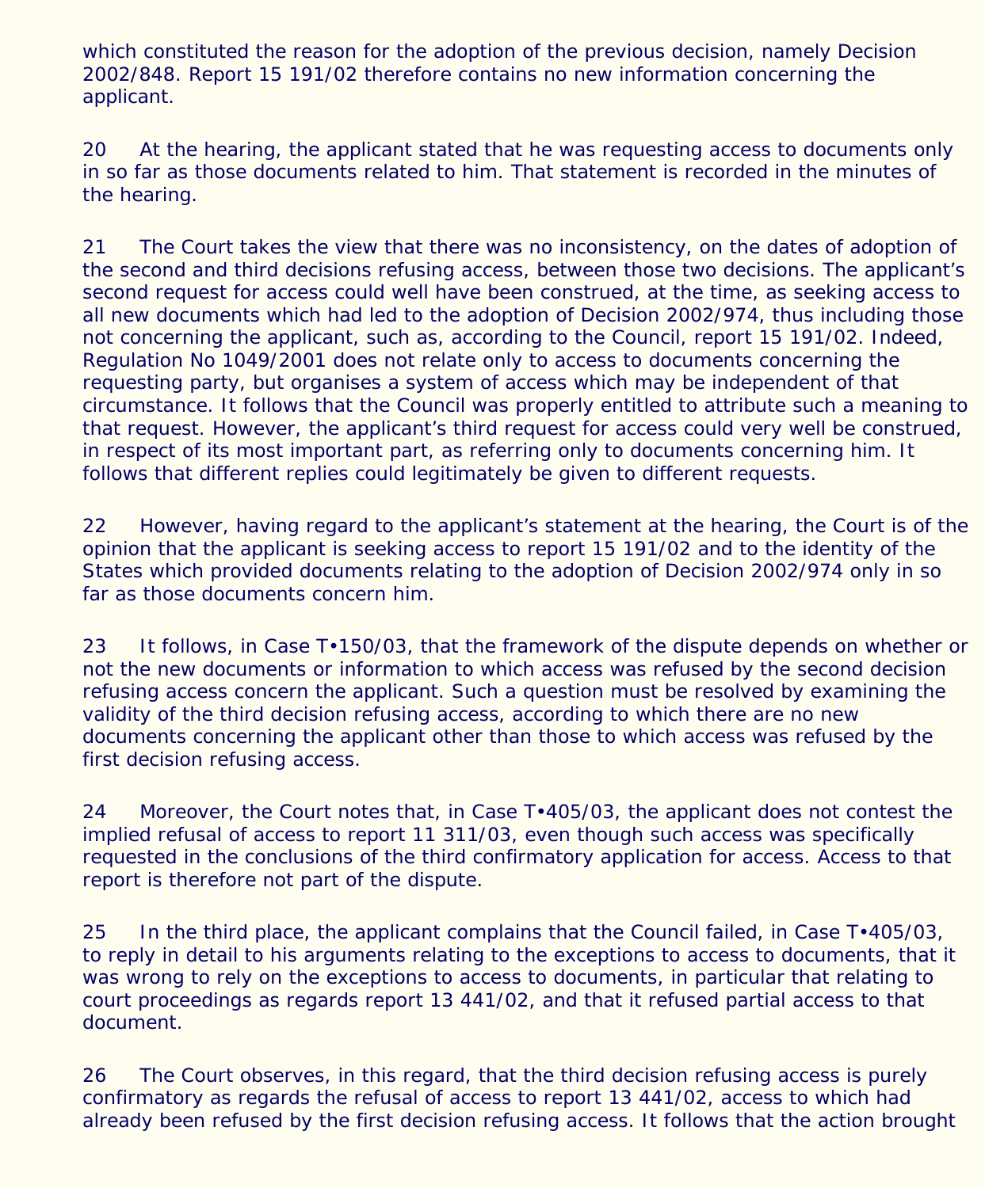which constituted the reason for the adoption of the previous decision, namely Decision 2002/848. Report 15 191/02 therefore contains no new information concerning the applicant.

20 At the hearing, the applicant stated that he was requesting access to documents only in so far as those documents related to him. That statement is recorded in the minutes of the hearing.

21 The Court takes the view that there was no inconsistency, on the dates of adoption of the second and third decisions refusing access, between those two decisions. The applicant's second request for access could well have been construed, at the time, as seeking access to all new documents which had led to the adoption of Decision 2002/974, thus including those not concerning the applicant, such as, according to the Council, report 15 191/02. Indeed, Regulation No 1049/2001 does not relate only to access to documents concerning the requesting party, but organises a system of access which may be independent of that circumstance. It follows that the Council was properly entitled to attribute such a meaning to that request. However, the applicant's third request for access could very well be construed, in respect of its most important part, as referring only to documents concerning him. It follows that different replies could legitimately be given to different requests.

22 However, having regard to the applicant's statement at the hearing, the Court is of the opinion that the applicant is seeking access to report 15 191/02 and to the identity of the States which provided documents relating to the adoption of Decision 2002/974 only in so far as those documents concern him.

23 It follows, in Case T•150/03, that the framework of the dispute depends on whether or not the new documents or information to which access was refused by the second decision refusing access concern the applicant. Such a question must be resolved by examining the validity of the third decision refusing access, according to which there are no new documents concerning the applicant other than those to which access was refused by the first decision refusing access.

24 Moreover, the Court notes that, in Case T•405/03, the applicant does not contest the implied refusal of access to report 11 311/03, even though such access was specifically requested in the conclusions of the third confirmatory application for access. Access to that report is therefore not part of the dispute.

25 In the third place, the applicant complains that the Council failed, in Case T•405/03, to reply in detail to his arguments relating to the exceptions to access to documents, that it was wrong to rely on the exceptions to access to documents, in particular that relating to court proceedings as regards report 13 441/02, and that it refused partial access to that document.

26 The Court observes, in this regard, that the third decision refusing access is purely confirmatory as regards the refusal of access to report 13 441/02, access to which had already been refused by the first decision refusing access. It follows that the action brought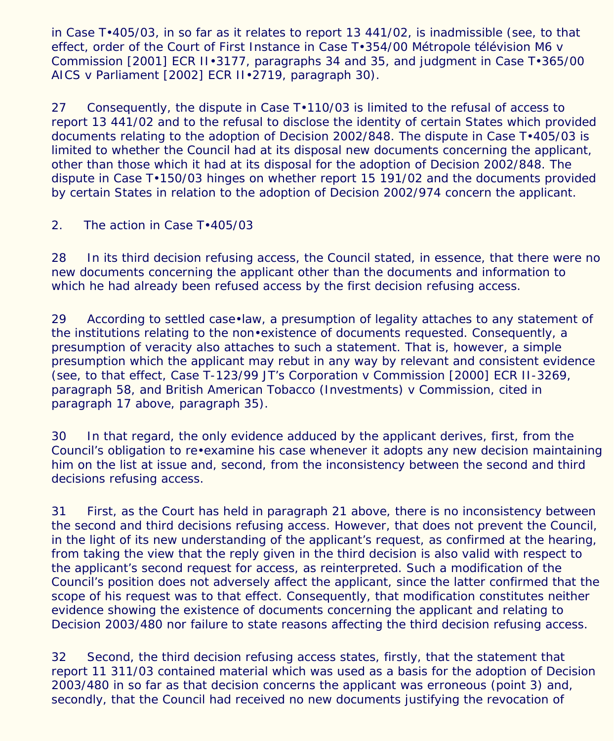in Case T•405/03, in so far as it relates to report 13 441/02, is inadmissible (see, to that effect, order of the Court of First Instance in Case T•354/00 Métropole télévision M6 v Commission [2001] ECR II•3177, paragraphs 34 and 35, and judgment in Case T•365/00 AICS v Parliament [2002] ECR II•2719, paragraph 30).

27 Consequently, the dispute in Case T•110/03 is limited to the refusal of access to report 13 441/02 and to the refusal to disclose the identity of certain States which provided documents relating to the adoption of Decision 2002/848. The dispute in Case T•405/03 is limited to whether the Council had at its disposal new documents concerning the applicant, other than those which it had at its disposal for the adoption of Decision 2002/848. The dispute in Case T•150/03 hinges on whether report 15 191/02 and the documents provided by certain States in relation to the adoption of Decision 2002/974 concern the applicant.

2. The action in Case T•405/03

28 In its third decision refusing access, the Council stated, in essence, that there were no new documents concerning the applicant other than the documents and information to which he had already been refused access by the first decision refusing access.

29 According to settled case•law, a presumption of legality attaches to any statement of the institutions relating to the non•existence of documents requested. Consequently, a presumption of veracity also attaches to such a statement. That is, however, a simple presumption which the applicant may rebut in any way by relevant and consistent evidence (see, to that effect, Case T-123/99 JT's Corporation v Commission [2000] ECR II-3269, paragraph 58, and British American Tobacco (Investments) v Commission, cited in paragraph 17 above, paragraph 35).

30 In that regard, the only evidence adduced by the applicant derives, first, from the Council's obligation to re•examine his case whenever it adopts any new decision maintaining him on the list at issue and, second, from the inconsistency between the second and third decisions refusing access.

31 First, as the Court has held in paragraph 21 above, there is no inconsistency between the second and third decisions refusing access. However, that does not prevent the Council, in the light of its new understanding of the applicant's request, as confirmed at the hearing, from taking the view that the reply given in the third decision is also valid with respect to the applicant's second request for access, as reinterpreted. Such a modification of the Council's position does not adversely affect the applicant, since the latter confirmed that the scope of his request was to that effect. Consequently, that modification constitutes neither evidence showing the existence of documents concerning the applicant and relating to Decision 2003/480 nor failure to state reasons affecting the third decision refusing access.

32 Second, the third decision refusing access states, firstly, that the statement that report 11 311/03 contained material which was used as a basis for the adoption of Decision 2003/480 in so far as that decision concerns the applicant was erroneous (point 3) and, secondly, that the Council had received no new documents justifying the revocation of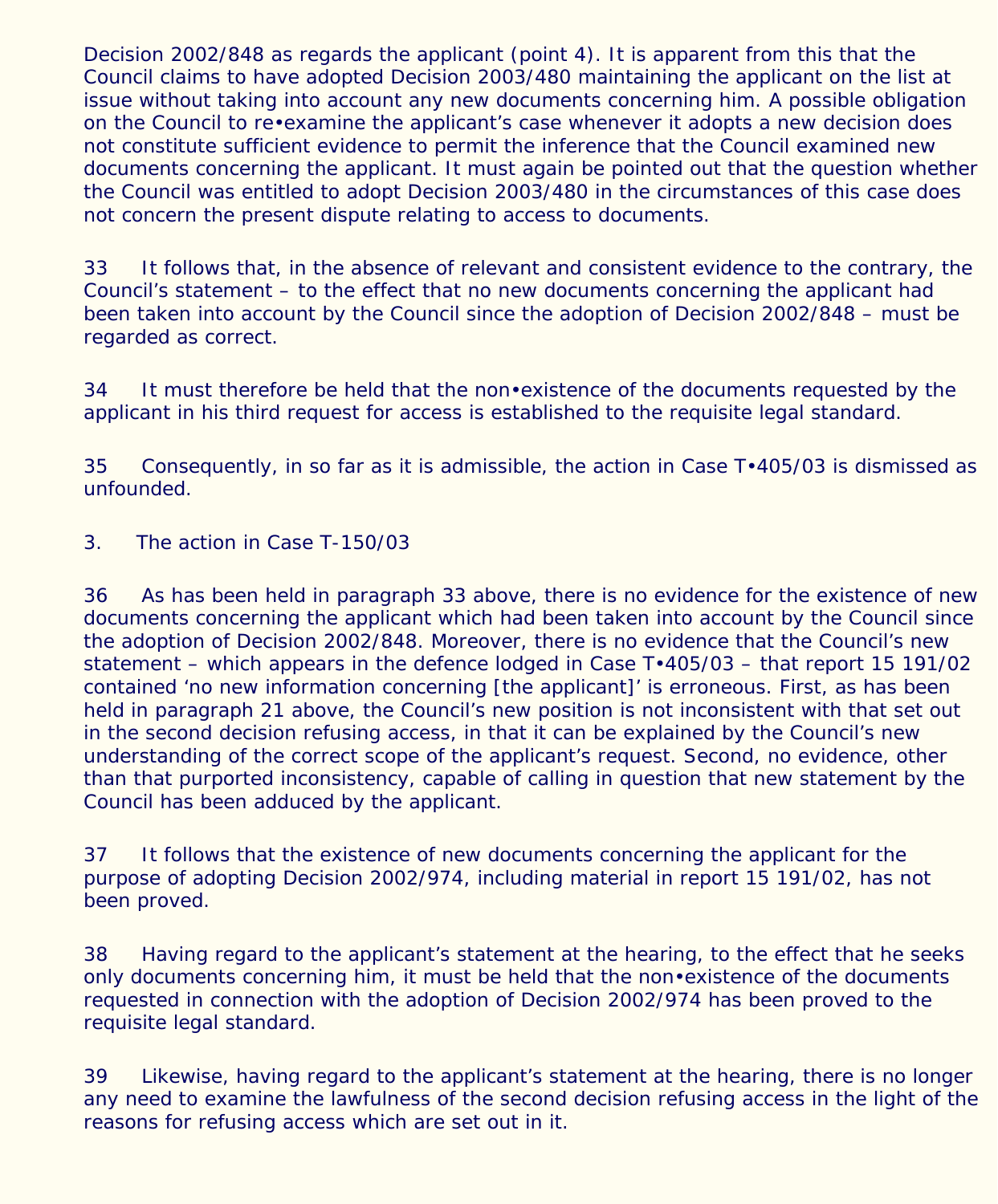Decision 2002/848 as regards the applicant (point 4). It is apparent from this that the Council claims to have adopted Decision 2003/480 maintaining the applicant on the list at issue without taking into account any new documents concerning him. A possible obligation on the Council to re•examine the applicant's case whenever it adopts a new decision does not constitute sufficient evidence to permit the inference that the Council examined new documents concerning the applicant. It must again be pointed out that the question whether the Council was entitled to adopt Decision 2003/480 in the circumstances of this case does not concern the present dispute relating to access to documents.

33 It follows that, in the absence of relevant and consistent evidence to the contrary, the Council's statement – to the effect that no new documents concerning the applicant had been taken into account by the Council since the adoption of Decision 2002/848 – must be regarded as correct.

34 It must therefore be held that the non•existence of the documents requested by the applicant in his third request for access is established to the requisite legal standard.

35 Consequently, in so far as it is admissible, the action in Case T•405/03 is dismissed as unfounded.

3. The action in Case T-150/03

36 As has been held in paragraph 33 above, there is no evidence for the existence of new documents concerning the applicant which had been taken into account by the Council since the adoption of Decision 2002/848. Moreover, there is no evidence that the Council's new statement – which appears in the defence lodged in Case T•405/03 – that report 15 191/02 contained 'no new information concerning [the applicant]' is erroneous. First, as has been held in paragraph 21 above, the Council's new position is not inconsistent with that set out in the second decision refusing access, in that it can be explained by the Council's new understanding of the correct scope of the applicant's request. Second, no evidence, other than that purported inconsistency, capable of calling in question that new statement by the Council has been adduced by the applicant.

37 It follows that the existence of new documents concerning the applicant for the purpose of adopting Decision 2002/974, including material in report 15 191/02, has not been proved.

38 Having regard to the applicant's statement at the hearing, to the effect that he seeks only documents concerning him, it must be held that the non•existence of the documents requested in connection with the adoption of Decision 2002/974 has been proved to the requisite legal standard.

39 Likewise, having regard to the applicant's statement at the hearing, there is no longer any need to examine the lawfulness of the second decision refusing access in the light of the reasons for refusing access which are set out in it.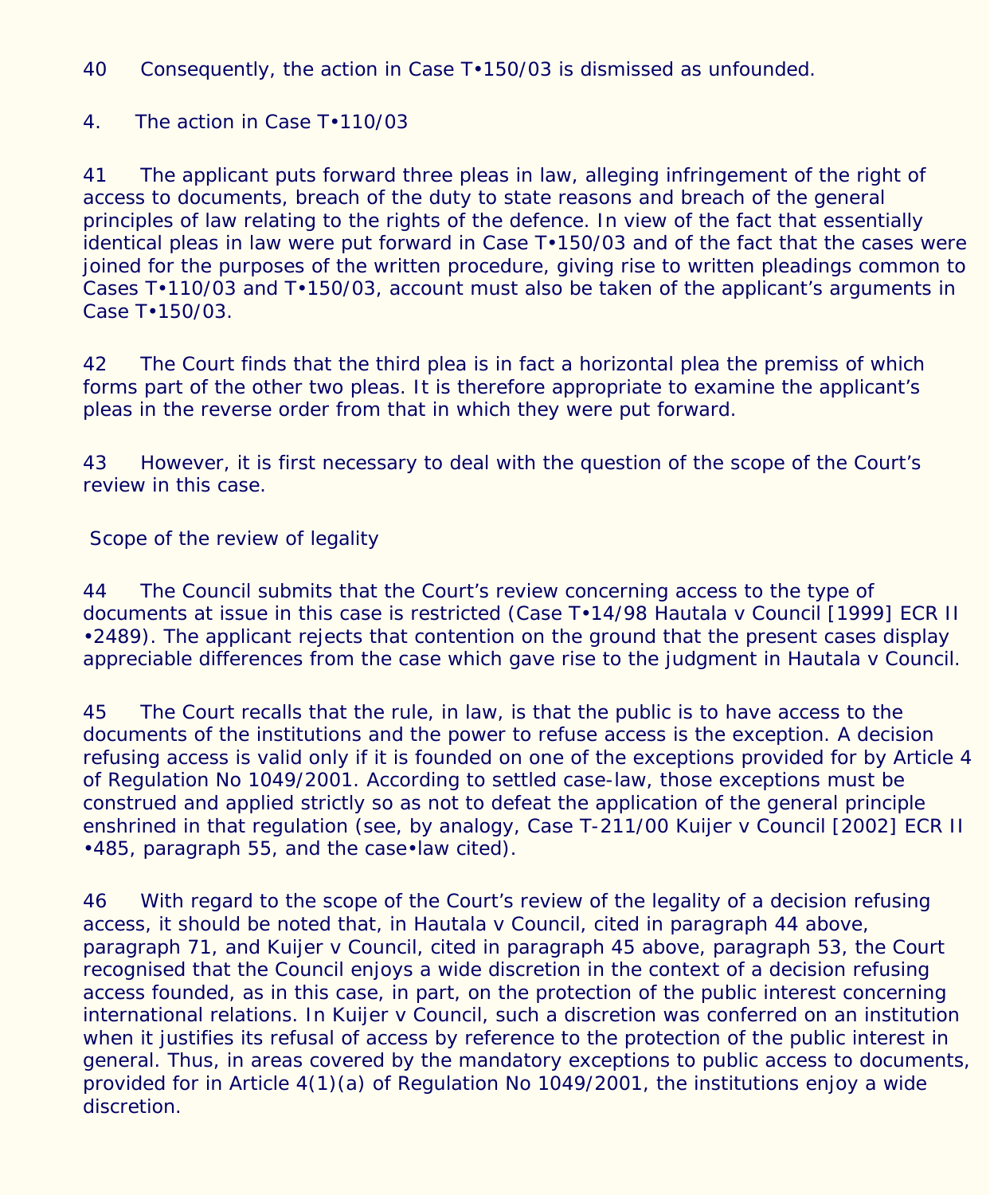40 Consequently, the action in Case T•150/03 is dismissed as unfounded.

## 4. The action in Case T•110/03

41 The applicant puts forward three pleas in law, alleging infringement of the right of access to documents, breach of the duty to state reasons and breach of the general principles of law relating to the rights of the defence. In view of the fact that essentially identical pleas in law were put forward in Case T•150/03 and of the fact that the cases were joined for the purposes of the written procedure, giving rise to written pleadings common to Cases T•110/03 and T•150/03, account must also be taken of the applicant's arguments in Case T•150/03.

42 The Court finds that the third plea is in fact a horizontal plea the premiss of which forms part of the other two pleas. It is therefore appropriate to examine the applicant's pleas in the reverse order from that in which they were put forward.

43 However, it is first necessary to deal with the question of the scope of the Court's review in this case.

### Scope of the review of legality

44 The Council submits that the Court's review concerning access to the type of documents at issue in this case is restricted (Case T•14/98 Hautala v Council [1999] ECR II •2489). The applicant rejects that contention on the ground that the present cases display appreciable differences from the case which gave rise to the judgment in Hautala v Council.

45 The Court recalls that the rule, in law, is that the public is to have access to the documents of the institutions and the power to refuse access is the exception. A decision refusing access is valid only if it is founded on one of the exceptions provided for by Article 4 of Regulation No 1049/2001. According to settled case-law, those exceptions must be construed and applied strictly so as not to defeat the application of the general principle enshrined in that regulation (see, by analogy, Case T-211/00 Kuijer v Council [2002] ECR II •485, paragraph 55, and the case•law cited).

46 With regard to the scope of the Court's review of the legality of a decision refusing access, it should be noted that, in Hautala v Council, cited in paragraph 44 above, paragraph 71, and Kuijer v Council, cited in paragraph 45 above, paragraph 53, the Court recognised that the Council enjoys a wide discretion in the context of a decision refusing access founded, as in this case, in part, on the protection of the public interest concerning international relations. In Kuijer v Council, such a discretion was conferred on an institution when it justifies its refusal of access by reference to the protection of the public interest in general. Thus, in areas covered by the mandatory exceptions to public access to documents, provided for in Article 4(1)(a) of Regulation No 1049/2001, the institutions enjoy a wide discretion.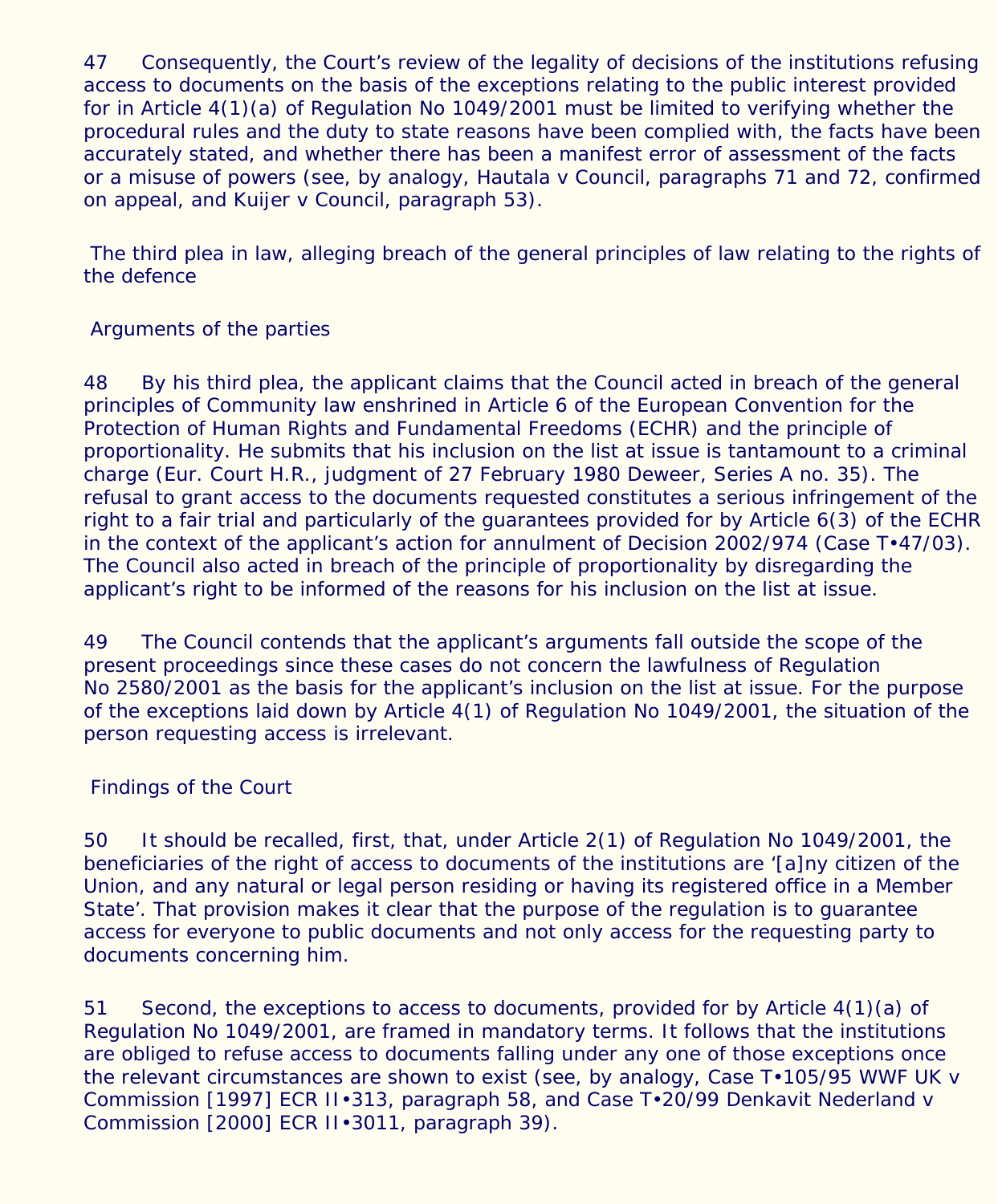47 Consequently, the Court's review of the legality of decisions of the institutions refusing access to documents on the basis of the exceptions relating to the public interest provided for in Article 4(1)(a) of Regulation No 1049/2001 must be limited to verifying whether the procedural rules and the duty to state reasons have been complied with, the facts have been accurately stated, and whether there has been a manifest error of assessment of the facts or a misuse of powers (see, by analogy, Hautala v Council, paragraphs 71 and 72, confirmed on appeal, and Kuijer v Council, paragraph 53).

### The third plea in law, alleging breach of the general principles of law relating to the rights of the defence

#### Arguments of the parties

48 By his third plea, the applicant claims that the Council acted in breach of the general principles of Community law enshrined in Article 6 of the European Convention for the Protection of Human Rights and Fundamental Freedoms (ECHR) and the principle of proportionality. He submits that his inclusion on the list at issue is tantamount to a criminal charge (Eur. Court H.R., judgment of 27 February 1980 Deweer, Series A no. 35). The refusal to grant access to the documents requested constitutes a serious infringement of the right to a fair trial and particularly of the guarantees provided for by Article 6(3) of the ECHR in the context of the applicant's action for annulment of Decision 2002/974 (Case T•47/03). The Council also acted in breach of the principle of proportionality by disregarding the applicant's right to be informed of the reasons for his inclusion on the list at issue.

49 The Council contends that the applicant's arguments fall outside the scope of the present proceedings since these cases do not concern the lawfulness of Regulation No 2580/2001 as the basis for the applicant's inclusion on the list at issue. For the purpose of the exceptions laid down by Article 4(1) of Regulation No 1049/2001, the situation of the person requesting access is irrelevant.

#### Findings of the Court

50 It should be recalled, first, that, under Article 2(1) of Regulation No 1049/2001, the beneficiaries of the right of access to documents of the institutions are '[a]ny citizen of the Union, and any natural or legal person residing or having its registered office in a Member State'. That provision makes it clear that the purpose of the regulation is to guarantee access for everyone to public documents and not only access for the requesting party to documents concerning him.

51 Second, the exceptions to access to documents, provided for by Article 4(1)(a) of Regulation No 1049/2001, are framed in mandatory terms. It follows that the institutions are obliged to refuse access to documents falling under any one of those exceptions once the relevant circumstances are shown to exist (see, by analogy, Case T•105/95 WWF UK v Commission [1997] ECR II•313, paragraph 58, and Case T•20/99 Denkavit Nederland v Commission [2000] ECR II•3011, paragraph 39).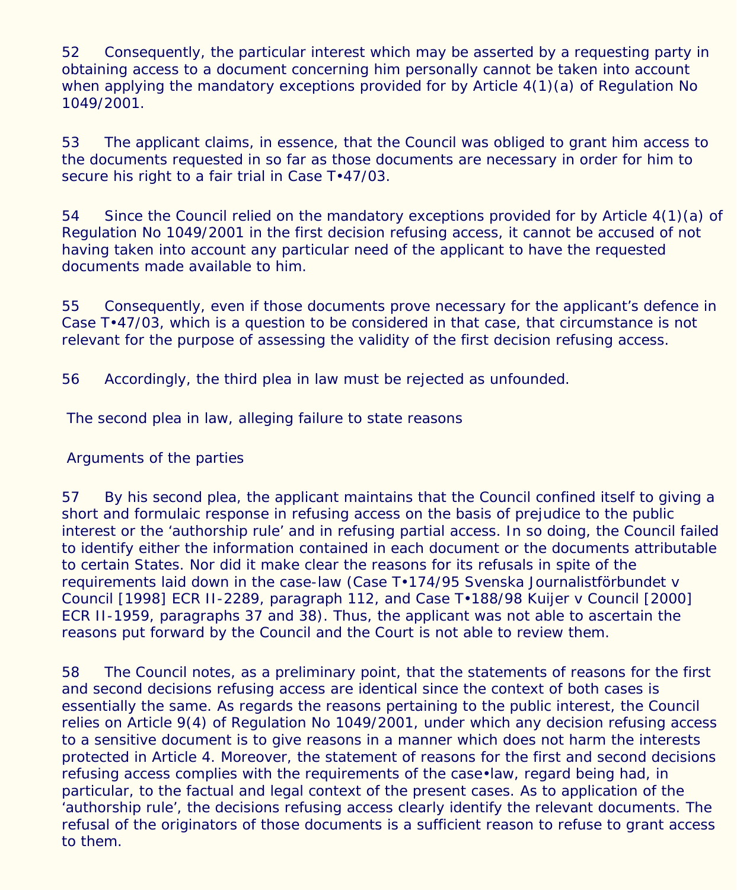52 Consequently, the particular interest which may be asserted by a requesting party in obtaining access to a document concerning him personally cannot be taken into account when applying the mandatory exceptions provided for by Article 4(1)(a) of Regulation No 1049/2001.

53 The applicant claims, in essence, that the Council was obliged to grant him access to the documents requested in so far as those documents are necessary in order for him to secure his right to a fair trial in Case T•47/03.

54 Since the Council relied on the mandatory exceptions provided for by Article 4(1)(a) of Regulation No 1049/2001 in the first decision refusing access, it cannot be accused of not having taken into account any particular need of the applicant to have the requested documents made available to him.

55 Consequently, even if those documents prove necessary for the applicant's defence in Case T•47/03, which is a question to be considered in that case, that circumstance is not relevant for the purpose of assessing the validity of the first decision refusing access.

56 Accordingly, the third plea in law must be rejected as unfounded.

## The second plea in law, alleging failure to state reasons

### Arguments of the parties

57 By his second plea, the applicant maintains that the Council confined itself to giving a short and formulaic response in refusing access on the basis of prejudice to the public interest or the 'authorship rule' and in refusing partial access. In so doing, the Council failed to identify either the information contained in each document or the documents attributable to certain States. Nor did it make clear the reasons for its refusals in spite of the requirements laid down in the case-law (Case T•174/95 Svenska Journalistförbundet v Council [1998] ECR II-2289, paragraph 112, and Case T•188/98 Kuijer v Council [2000] ECR II-1959, paragraphs 37 and 38). Thus, the applicant was not able to ascertain the reasons put forward by the Council and the Court is not able to review them.

58 The Council notes, as a preliminary point, that the statements of reasons for the first and second decisions refusing access are identical since the context of both cases is essentially the same. As regards the reasons pertaining to the public interest, the Council relies on Article 9(4) of Regulation No 1049/2001, under which any decision refusing access to a sensitive document is to give reasons in a manner which does not harm the interests protected in Article 4. Moreover, the statement of reasons for the first and second decisions refusing access complies with the requirements of the case•law, regard being had, in particular, to the factual and legal context of the present cases. As to application of the 'authorship rule', the decisions refusing access clearly identify the relevant documents. The refusal of the originators of those documents is a sufficient reason to refuse to grant access to them.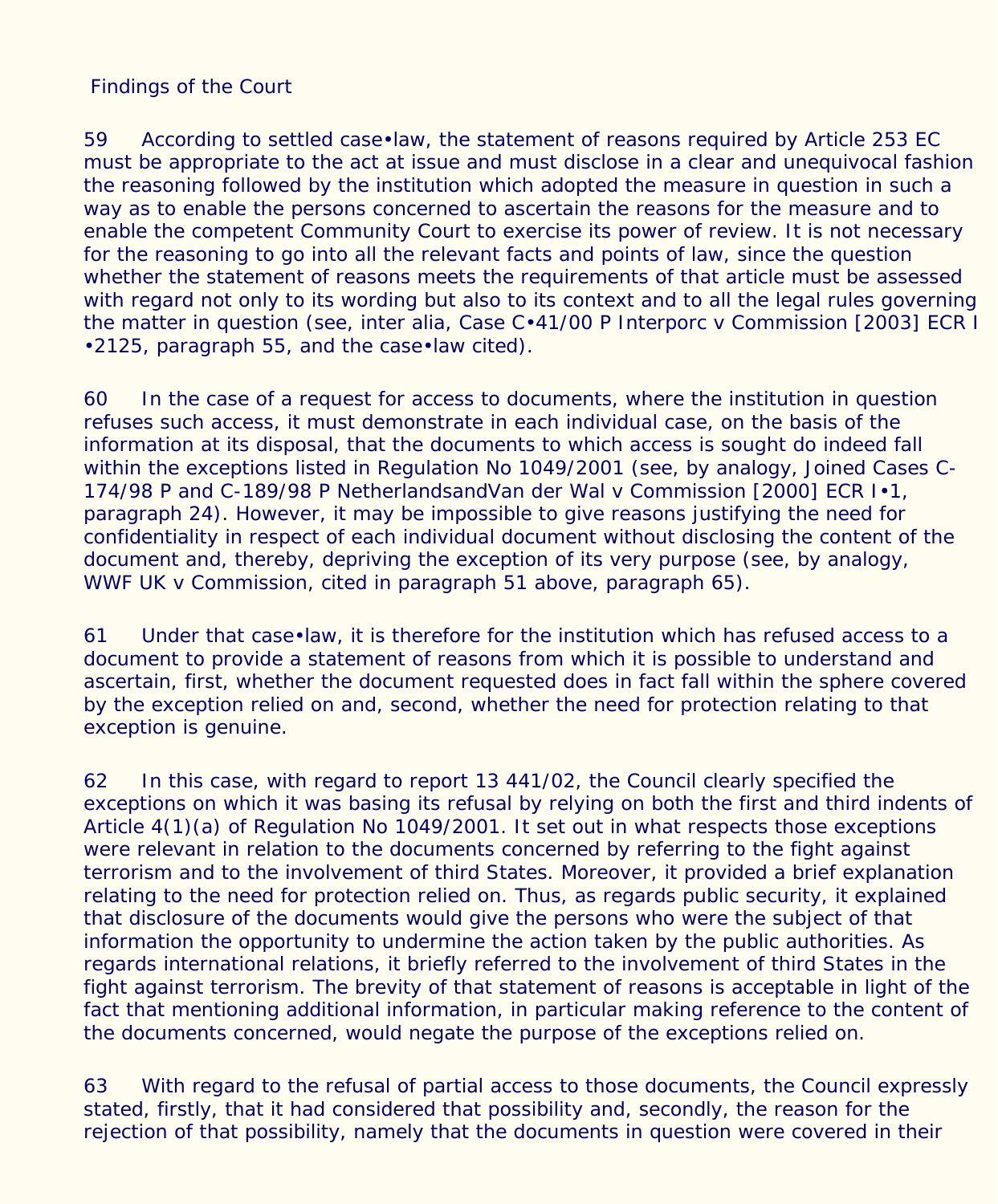Findings of the Court

59 According to settled case•law, the statement of reasons required by Article 253 EC must be appropriate to the act at issue and must disclose in a clear and unequivocal fashion the reasoning followed by the institution which adopted the measure in question in such a way as to enable the persons concerned to ascertain the reasons for the measure and to enable the competent Community Court to exercise its power of review. It is not necessary for the reasoning to go into all the relevant facts and points of law, since the question whether the statement of reasons meets the requirements of that article must be assessed with regard not only to its wording but also to its context and to all the legal rules governing the matter in question (see, inter alia, Case C•41/00 P Interporc v Commission [2003] ECR I•2125, paragraph 55, and the case•law cited).

60 In the case of a request for access to documents, where the institution in question refuses such access, it must demonstrate in each individual case, on the basis of the information at its disposal, that the documents to which access is sought do indeed fall within the exceptions listed in Regulation No 1049/2001 (see, by analogy, Joined Cases C-174/98 P and C-189/98 P NetherlandsandVan der Wal v Commission [2000] ECR I•1, paragraph 24). However, it may be impossible to give reasons justifying the need for confidentiality in respect of each individual document without disclosing the content of the document and, thereby, depriving the exception of its very purpose (see, by analogy, WWF UK v Commission, cited in paragraph 51 above, paragraph 65).

61 Under that case•law, it is therefore for the institution which has refused access to a document to provide a statement of reasons from which it is possible to understand and ascertain, first, whether the document requested does in fact fall within the sphere covered by the exception relied on and, second, whether the need for protection relating to that exception is genuine.

62 In this case, with regard to report 13 441/02, the Council clearly specified the exceptions on which it was basing its refusal by relying on both the first and third indents of Article 4(1)(a) of Regulation No 1049/2001. It set out in what respects those exceptions were relevant in relation to the documents concerned by referring to the fight against terrorism and to the involvement of third States. Moreover, it provided a brief explanation relating to the need for protection relied on. Thus, as regards public security, it explained that disclosure of the documents would give the persons who were the subject of that information the opportunity to undermine the action taken by the public authorities. As regards international relations, it briefly referred to the involvement of third States in the fight against terrorism. The brevity of that statement of reasons is acceptable in light of the fact that mentioning additional information, in particular making reference to the content of the documents concerned, would negate the purpose of the exceptions relied on.

63 With regard to the refusal of partial access to those documents, the Council expressly stated, firstly, that it had considered that possibility and, secondly, the reason for the rejection of that possibility, namely that the documents in question were covered in their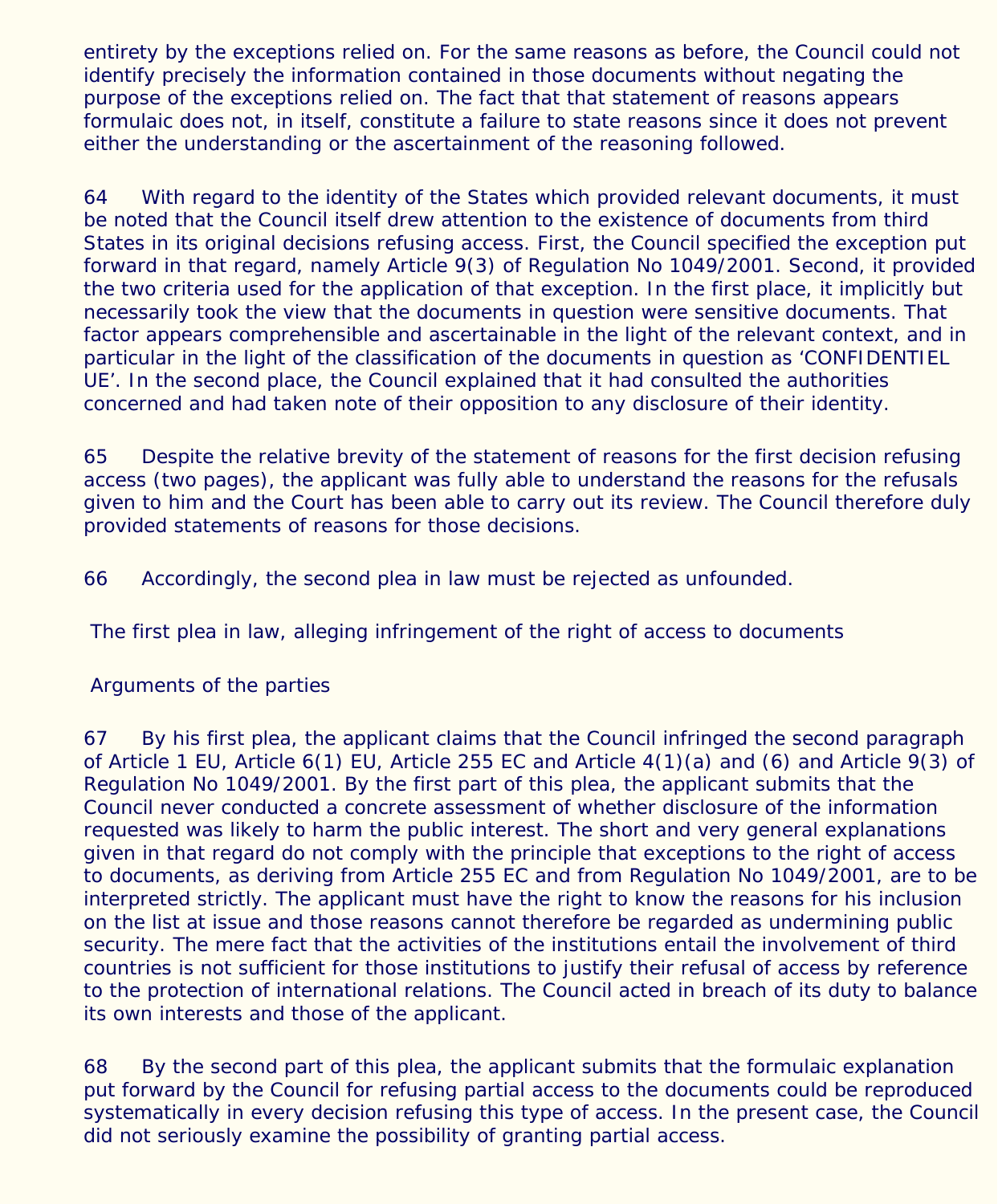entirety by the exceptions relied on. For the same reasons as before, the Council could not identify precisely the information contained in those documents without negating the purpose of the exceptions relied on. The fact that that statement of reasons appears formulaic does not, in itself, constitute a failure to state reasons since it does not prevent either the understanding or the ascertainment of the reasoning followed.

64 With regard to the identity of the States which provided relevant documents, it must be noted that the Council itself drew attention to the existence of documents from third States in its original decisions refusing access. First, the Council specified the exception put forward in that regard, namely Article 9(3) of Regulation No 1049/2001. Second, it provided the two criteria used for the application of that exception. In the first place, it implicitly but necessarily took the view that the documents in question were sensitive documents. That factor appears comprehensible and ascertainable in the light of the relevant context, and in particular in the light of the classification of the documents in question as 'CONFIDENTIEL UE'. In the second place, the Council explained that it had consulted the authorities concerned and had taken note of their opposition to any disclosure of their identity.

65 Despite the relative brevity of the statement of reasons for the first decision refusing access (two pages), the applicant was fully able to understand the reasons for the refusals given to him and the Court has been able to carry out its review. The Council therefore duly provided statements of reasons for those decisions.

66 Accordingly, the second plea in law must be rejected as unfounded.

## The first plea in law, alleging infringement of the right of access to documents

### Arguments of the parties

67 By his first plea, the applicant claims that the Council infringed the second paragraph of Article 1 EU, Article 6(1) EU, Article 255 EC and Article 4(1)(a) and (6) and Article 9(3) of Regulation No 1049/2001. By the first part of this plea, the applicant submits that the Council never conducted a concrete assessment of whether disclosure of the information requested was likely to harm the public interest. The short and very general explanations given in that regard do not comply with the principle that exceptions to the right of access to documents, as deriving from Article 255 EC and from Regulation No 1049/2001, are to be interpreted strictly. The applicant must have the right to know the reasons for his inclusion on the list at issue and those reasons cannot therefore be regarded as undermining public security. The mere fact that the activities of the institutions entail the involvement of third countries is not sufficient for those institutions to justify their refusal of access by reference to the protection of international relations. The Council acted in breach of its duty to balance its own interests and those of the applicant.

68 By the second part of this plea, the applicant submits that the formulaic explanation put forward by the Council for refusing partial access to the documents could be reproduced systematically in every decision refusing this type of access. In the present case, the Council did not seriously examine the possibility of granting partial access.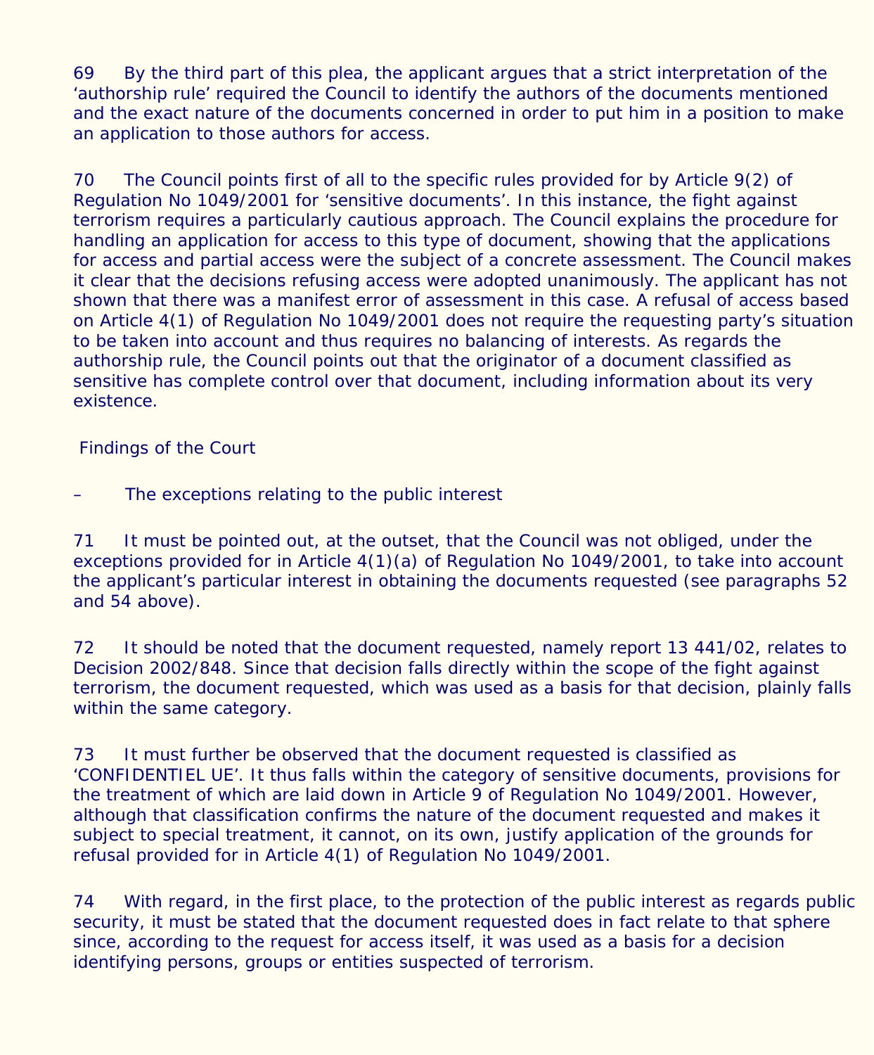69 By the third part of this plea, the applicant argues that a strict interpretation of the 'authorship rule' required the Council to identify the authors of the documents mentioned and the exact nature of the documents concerned in order to put him in a position to make an application to those authors for access.

70 The Council points first of all to the specific rules provided for by Article 9(2) of Regulation No 1049/2001 for 'sensitive documents'. In this instance, the fight against terrorism requires a particularly cautious approach. The Council explains the procedure for handling an application for access to this type of document, showing that the applications for access and partial access were the subject of a concrete assessment. The Council makes it clear that the decisions refusing access were adopted unanimously. The applicant has not shown that there was a manifest error of assessment in this case. A refusal of access based on Article 4(1) of Regulation No 1049/2001 does not require the requesting party's situation to be taken into account and thus requires no balancing of interests. As regards the authorship rule, the Council points out that the originator of a document classified as sensitive has complete control over that document, including information about its very existence.

Findings of the Court

– The exceptions relating to the public interest

71 It must be pointed out, at the outset, that the Council was not obliged, under the exceptions provided for in Article 4(1)(a) of Regulation No 1049/2001, to take into account the applicant's particular interest in obtaining the documents requested (see paragraphs 52 and 54 above).

72 It should be noted that the document requested, namely report 13 441/02, relates to Decision 2002/848. Since that decision falls directly within the scope of the fight against terrorism, the document requested, which was used as a basis for that decision, plainly falls within the same category.

73 It must further be observed that the document requested is classified as 'CONFIDENTIEL UE'. It thus falls within the category of sensitive documents, provisions for the treatment of which are laid down in Article 9 of Regulation No 1049/2001. However, although that classification confirms the nature of the document requested and makes it subject to special treatment, it cannot, on its own, justify application of the grounds for refusal provided for in Article 4(1) of Regulation No 1049/2001.

74 With regard, in the first place, to the protection of the public interest as regards public security, it must be stated that the document requested does in fact relate to that sphere since, according to the request for access itself, it was used as a basis for a decision identifying persons, groups or entities suspected of terrorism.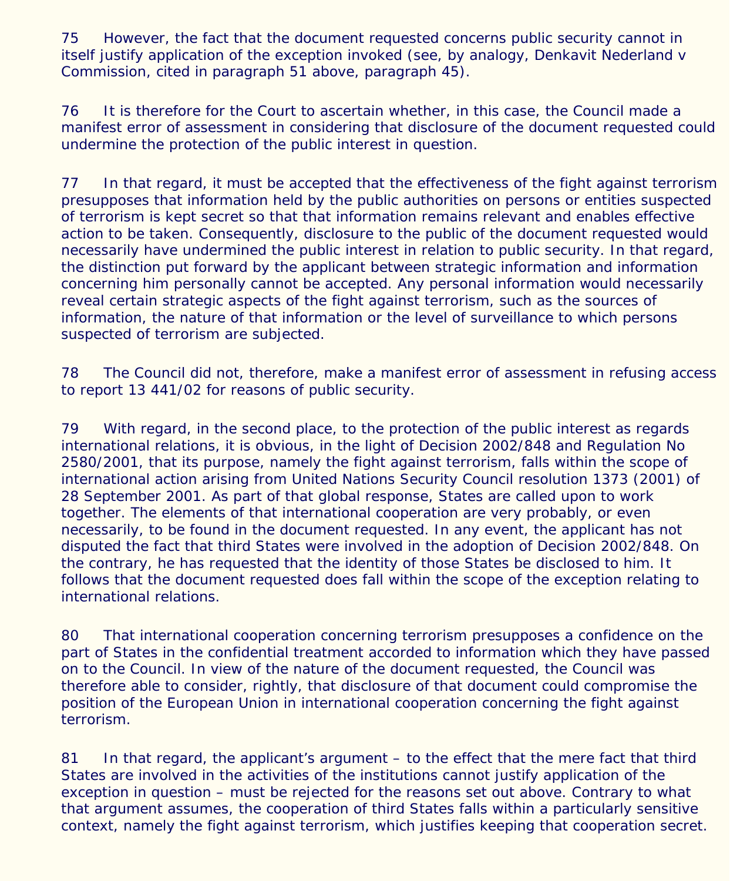75 However, the fact that the document requested concerns public security cannot in itself justify application of the exception invoked (see, by analogy, Denkavit Nederland v Commission, cited in paragraph 51 above, paragraph 45).

76 It is therefore for the Court to ascertain whether, in this case, the Council made a manifest error of assessment in considering that disclosure of the document requested could undermine the protection of the public interest in question.

77 In that regard, it must be accepted that the effectiveness of the fight against terrorism presupposes that information held by the public authorities on persons or entities suspected of terrorism is kept secret so that that information remains relevant and enables effective action to be taken. Consequently, disclosure to the public of the document requested would necessarily have undermined the public interest in relation to public security. In that regard, the distinction put forward by the applicant between strategic information and information concerning him personally cannot be accepted. Any personal information would necessarily reveal certain strategic aspects of the fight against terrorism, such as the sources of information, the nature of that information or the level of surveillance to which persons suspected of terrorism are subjected.

78 The Council did not, therefore, make a manifest error of assessment in refusing access to report 13 441/02 for reasons of public security.

79 With regard, in the second place, to the protection of the public interest as regards international relations, it is obvious, in the light of Decision 2002/848 and Regulation No 2580/2001, that its purpose, namely the fight against terrorism, falls within the scope of international action arising from United Nations Security Council resolution 1373 (2001) of 28 September 2001. As part of that global response, States are called upon to work together. The elements of that international cooperation are very probably, or even necessarily, to be found in the document requested. In any event, the applicant has not disputed the fact that third States were involved in the adoption of Decision 2002/848. On the contrary, he has requested that the identity of those States be disclosed to him. It follows that the document requested does fall within the scope of the exception relating to international relations.

80 That international cooperation concerning terrorism presupposes a confidence on the part of States in the confidential treatment accorded to information which they have passed on to the Council. In view of the nature of the document requested, the Council was therefore able to consider, rightly, that disclosure of that document could compromise the position of the European Union in international cooperation concerning the fight against terrorism.

81 In that regard, the applicant's argument – to the effect that the mere fact that third States are involved in the activities of the institutions cannot justify application of the exception in question – must be rejected for the reasons set out above. Contrary to what that argument assumes, the cooperation of third States falls within a particularly sensitive context, namely the fight against terrorism, which justifies keeping that cooperation secret.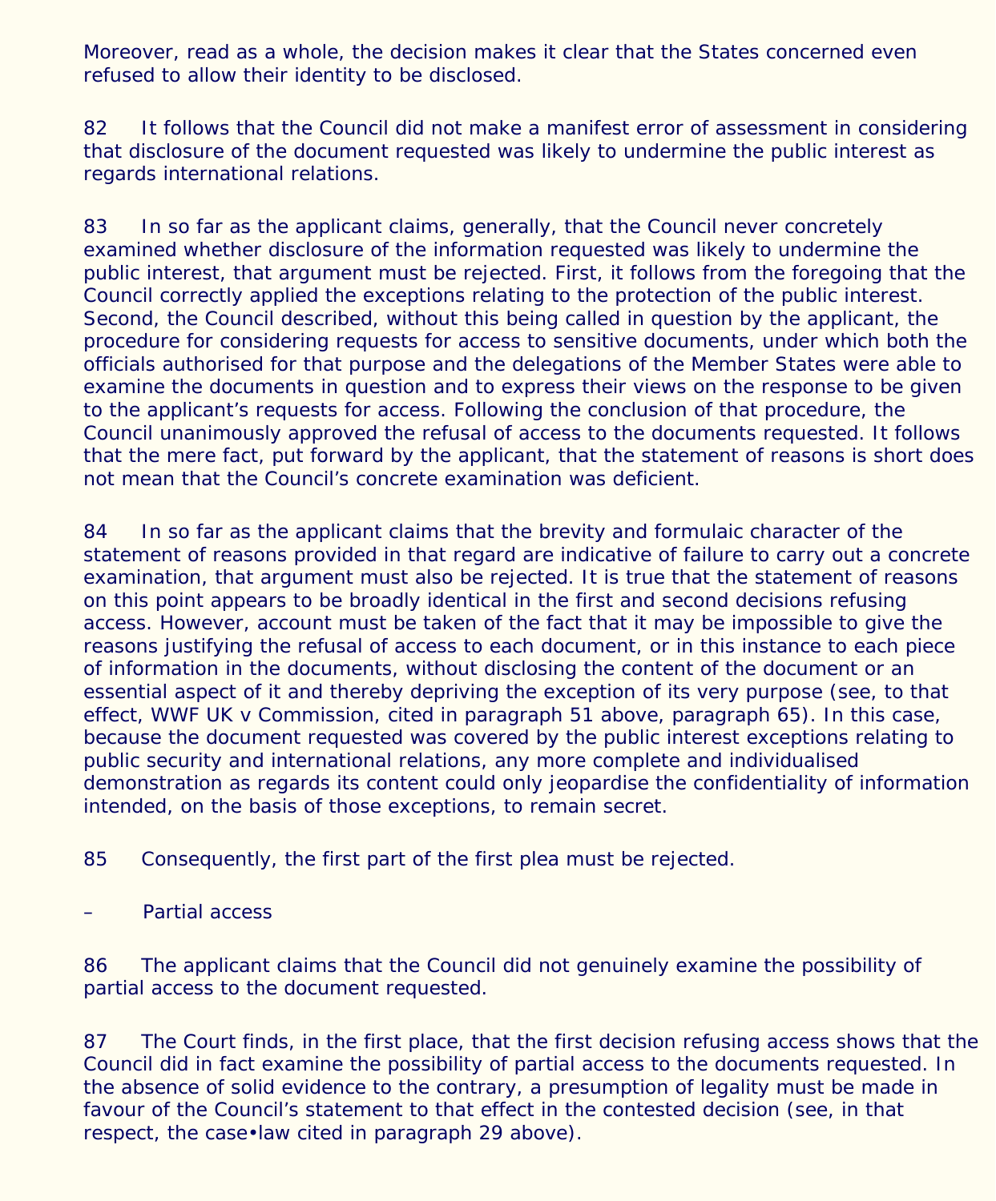Moreover, read as a whole, the decision makes it clear that the States concerned even refused to allow their identity to be disclosed.

82 It follows that the Council did not make a manifest error of assessment in considering that disclosure of the document requested was likely to undermine the public interest as regards international relations.

83 In so far as the applicant claims, generally, that the Council never concretely examined whether disclosure of the information requested was likely to undermine the public interest, that argument must be rejected. First, it follows from the foregoing that the Council correctly applied the exceptions relating to the protection of the public interest. Second, the Council described, without this being called in question by the applicant, the procedure for considering requests for access to sensitive documents, under which both the officials authorised for that purpose and the delegations of the Member States were able to examine the documents in question and to express their views on the response to be given to the applicant's requests for access. Following the conclusion of that procedure, the Council unanimously approved the refusal of access to the documents requested. It follows that the mere fact, put forward by the applicant, that the statement of reasons is short does not mean that the Council's concrete examination was deficient.

84 In so far as the applicant claims that the brevity and formulaic character of the statement of reasons provided in that regard are indicative of failure to carry out a concrete examination, that argument must also be rejected. It is true that the statement of reasons on this point appears to be broadly identical in the first and second decisions refusing access. However, account must be taken of the fact that it may be impossible to give the reasons justifying the refusal of access to each document, or in this instance to each piece of information in the documents, without disclosing the content of the document or an essential aspect of it and thereby depriving the exception of its very purpose (see, to that effect, WWF UK v Commission, cited in paragraph 51 above, paragraph 65). In this case, because the document requested was covered by the public interest exceptions relating to public security and international relations, any more complete and individualised demonstration as regards its content could only jeopardise the confidentiality of information intended, on the basis of those exceptions, to remain secret.

85 Consequently, the first part of the first plea must be rejected.

– Partial access

86 The applicant claims that the Council did not genuinely examine the possibility of partial access to the document requested.

87 The Court finds, in the first place, that the first decision refusing access shows that the Council did in fact examine the possibility of partial access to the documents requested. In the absence of solid evidence to the contrary, a presumption of legality must be made in favour of the Council's statement to that effect in the contested decision (see, in that respect, the case•law cited in paragraph 29 above).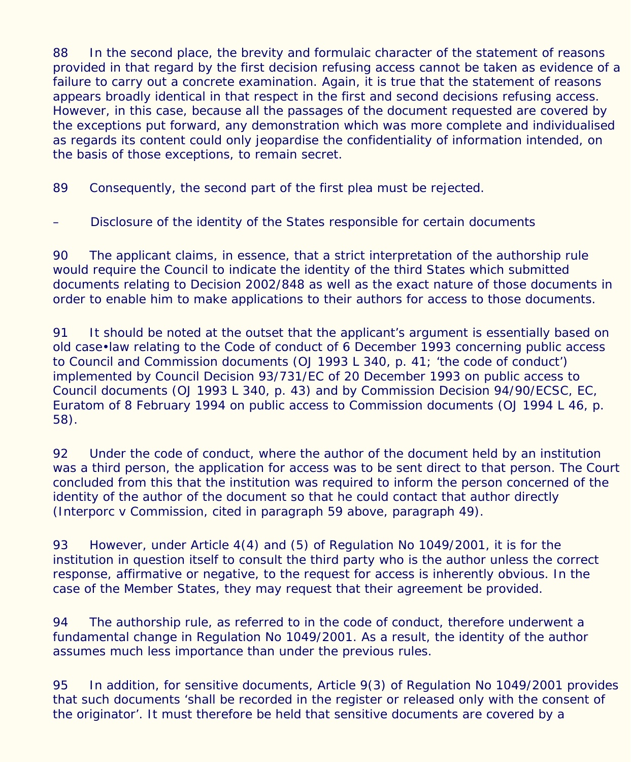88 In the second place, the brevity and formulaic character of the statement of reasons provided in that regard by the first decision refusing access cannot be taken as evidence of a failure to carry out a concrete examination. Again, it is true that the statement of reasons appears broadly identical in that respect in the first and second decisions refusing access. However, in this case, because all the passages of the document requested are covered by the exceptions put forward, any demonstration which was more complete and individualised as regards its content could only jeopardise the confidentiality of information intended, on the basis of those exceptions, to remain secret.

89 Consequently, the second part of the first plea must be rejected.

– Disclosure of the identity of the States responsible for certain documents

90 The applicant claims, in essence, that a strict interpretation of the authorship rule would require the Council to indicate the identity of the third States which submitted documents relating to Decision 2002/848 as well as the exact nature of those documents in order to enable him to make applications to their authors for access to those documents.

91 It should be noted at the outset that the applicant's argument is essentially based on old case•law relating to the Code of conduct of 6 December 1993 concerning public access to Council and Commission documents (OJ 1993 L 340, p. 41; 'the code of conduct') implemented by Council Decision 93/731/EC of 20 December 1993 on public access to Council documents (OJ 1993 L 340, p. 43) and by Commission Decision 94/90/ECSC, EC, Euratom of 8 February 1994 on public access to Commission documents (OJ 1994 L 46, p. 58).

92 Under the code of conduct, where the author of the document held by an institution was a third person, the application for access was to be sent direct to that person. The Court concluded from this that the institution was required to inform the person concerned of the identity of the author of the document so that he could contact that author directly (Interporc v Commission, cited in paragraph 59 above, paragraph 49).

93 However, under Article 4(4) and (5) of Regulation No 1049/2001, it is for the institution in question itself to consult the third party who is the author unless the correct response, affirmative or negative, to the request for access is inherently obvious. In the case of the Member States, they may request that their agreement be provided.

94 The authorship rule, as referred to in the code of conduct, therefore underwent a fundamental change in Regulation No 1049/2001. As a result, the identity of the author assumes much less importance than under the previous rules.

95 In addition, for sensitive documents, Article 9(3) of Regulation No 1049/2001 provides that such documents 'shall be recorded in the register or released only with the consent of the originator'. It must therefore be held that sensitive documents are covered by a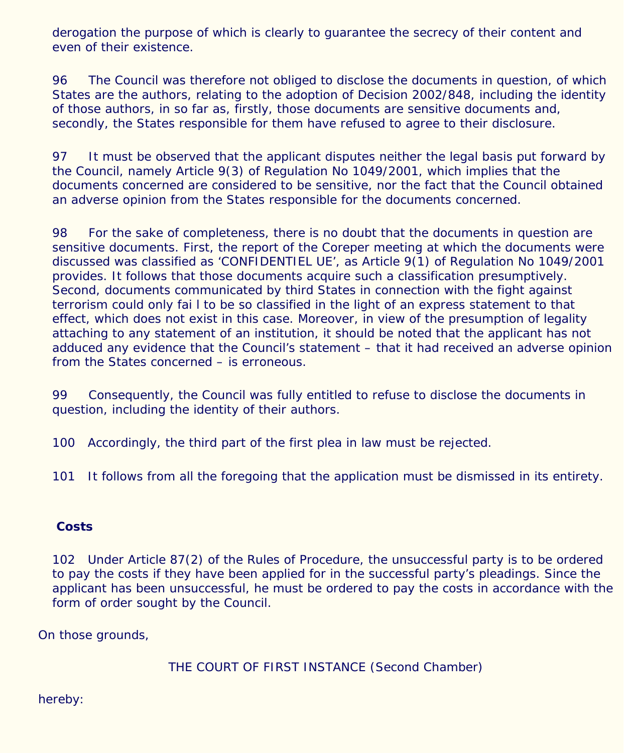derogation the purpose of which is clearly to guarantee the secrecy of their content and even of their existence.

96 The Council was therefore not obliged to disclose the documents in question, of which States are the authors, relating to the adoption of Decision 2002/848, including the identity of those authors, in so far as, firstly, those documents are sensitive documents and, secondly, the States responsible for them have refused to agree to their disclosure.

97 It must be observed that the applicant disputes neither the legal basis put forward by the Council, namely Article 9(3) of Regulation No 1049/2001, which implies that the documents concerned are considered to be sensitive, nor the fact that the Council obtained an adverse opinion from the States responsible for the documents concerned.

98 For the sake of completeness, there is no doubt that the documents in question are sensitive documents. First, the report of the Coreper meeting at which the documents were discussed was classified as 'CONFIDENTIEL UE', as Article 9(1) of Regulation No 1049/2001 provides. It follows that those documents acquire such a classification presumptively. Second, documents communicated by third States in connection with the fight against terrorism could only fai l to be so classified in the light of an express statement to that effect, which does not exist in this case. Moreover, in view of the presumption of legality attaching to any statement of an institution, it should be noted that the applicant has not adduced any evidence that the Council's statement – that it had received an adverse opinion from the States concerned – is erroneous.

99 Consequently, the Council was fully entitled to refuse to disclose the documents in question, including the identity of their authors.

100 Accordingly, the third part of the first plea in law must be rejected.

101 It follows from all the foregoing that the application must be dismissed in its entirety.

**Costs**

102 Under Article 87(2) of the Rules of Procedure, the unsuccessful party is to be ordered to pay the costs if they have been applied for in the successful party's pleadings. Since the applicant has been unsuccessful, he must be ordered to pay the costs in accordance with the form of order sought by the Council.

On those grounds,

THE COURT OF FIRST INSTANCE (Second Chamber)

hereby: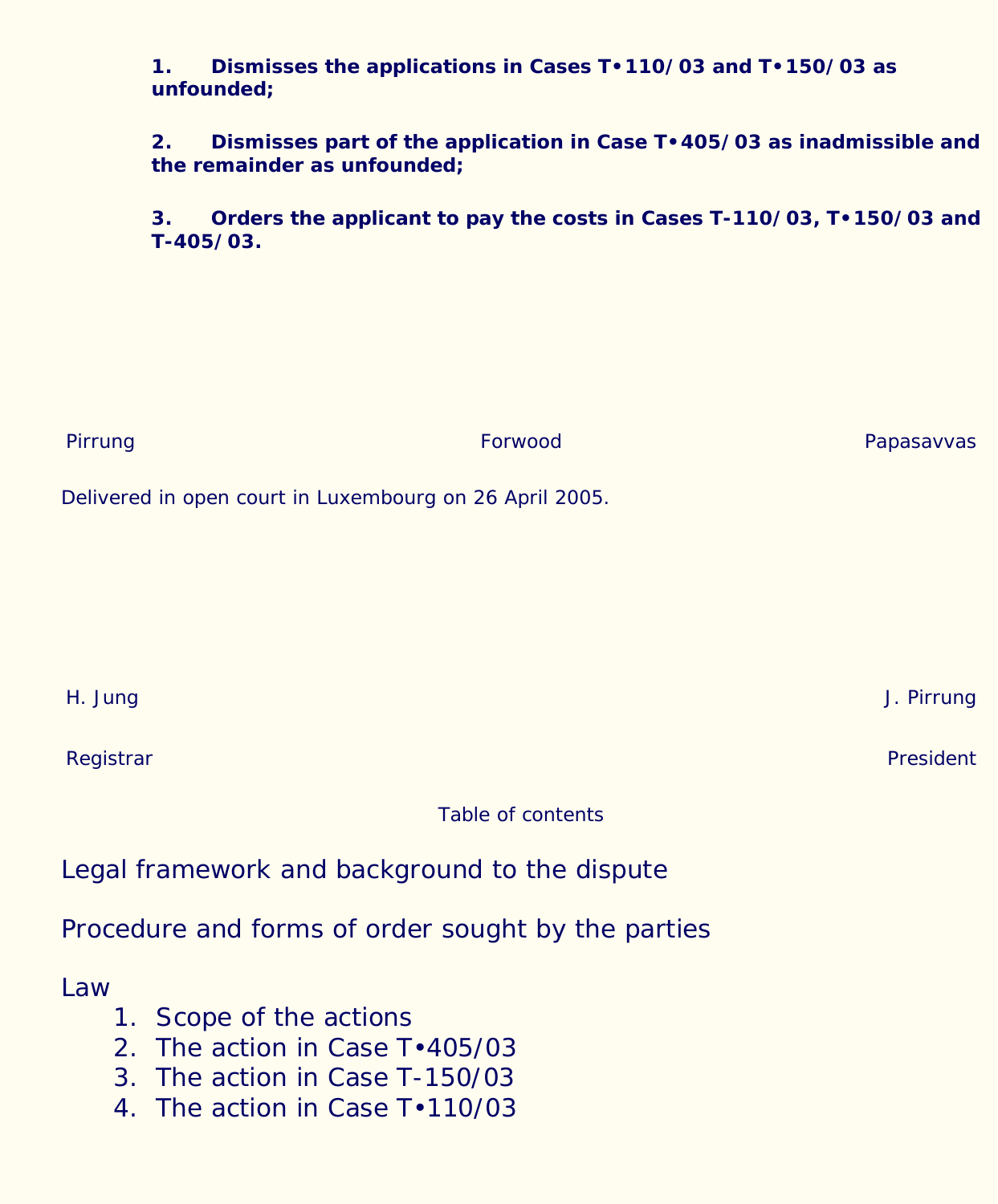**1. Dismisses the applications in Cases T•110/03 and T•150/03 as unfounded;**

**2. Dismisses part of the application in Case T•405/03 as inadmissible and the remainder as unfounded;**

**3. Orders the applicant to pay the costs in Cases T-110/03, T•150/03 and T-405/03.**

| Pirrung | Forwood | Papasavvas |
|---|---|---|

Delivered in open court in Luxembourg on 26 April 2005.

| H. Jung | J. Pirrung |
|---|---|
| Registrar | President |

Table of contents

Legal framework and background to the dispute

Procedure and forms of order sought by the parties

Law

1. Scope of the actions
2. The action in Case T•405/03
3. The action in Case T-150/03
4. The action in Case T•110/03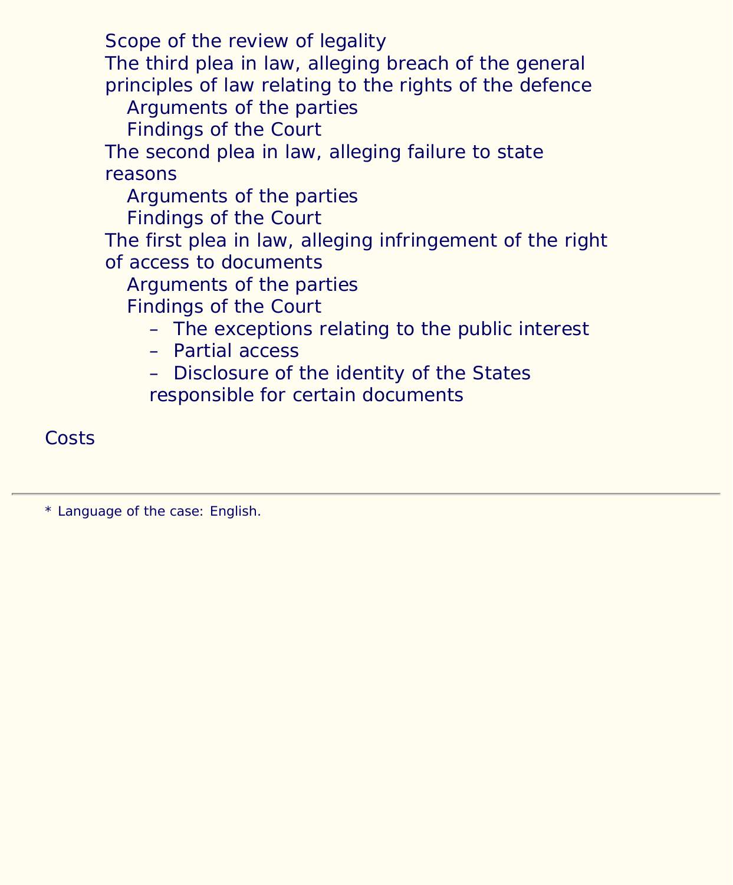Scope of the review of legality

The third plea in law, alleging breach of the general principles of law relating to the rights of the defence

Arguments of the parties

Findings of the Court

The second plea in law, alleging failure to state reasons

Arguments of the parties

Findings of the Court

The first plea in law, alleging infringement of the right of access to documents

Arguments of the parties

Findings of the Court

– The exceptions relating to the public interest

– Partial access

– Disclosure of the identity of the States responsible for certain documents

Costs

---

* Language of the case: English.